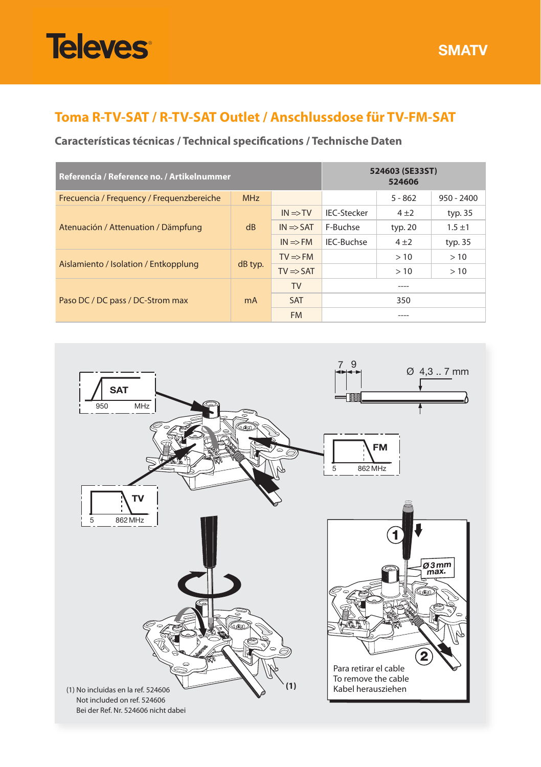Televes

SMATV

# Toma R-TV-SAT / R-TV-SAT Outlet / Anschlussdose für TV-FM-SAT

## Características técnicas / Technical specifications / Technische Daten

| Referencia / Reference no. / Artikelnummer | | | | 524603 (SE33ST) 524606 | |
|---|---|---|---|---|---|
| Frecuencia / Frequency / Frequenzbereiche | MHz | | | 5 - 862 | 950 - 2400 |
| Atenuación / Attenuation / Dämpfung | dB | IN => TV | IEC-Stecker | 4 ±2 | typ. 35 |
| | | IN => SAT | F-Buchse | typ. 20 | 1.5 ±1 |
| | | IN => FM | IEC-Buchse | 4 ±2 | typ. 35 |
| Aislamiento / Isolation / Entkopplung | dB typ. | TV => FM | | > 10 | > 10 |
| | | TV => SAT | | > 10 | > 10 |
| Paso DC / DC pass / DC-Strom max | mA | TV | | ---- | |
| | | SAT | | 350 | |
| | | FM | | ---- | |

SAT 950 MHz

FM 5 862 MHz

TV 5 862 MHz

7 9

Ø 4,3 .. 7 mm

Ø 3 mm max.

(1)

Para retirar el cable
To remove the cable
Kabel herausziehen

(1) No incluidas en la ref. 524606
Not included on ref. 524606
Bei der Ref. Nr. 524606 nicht dabei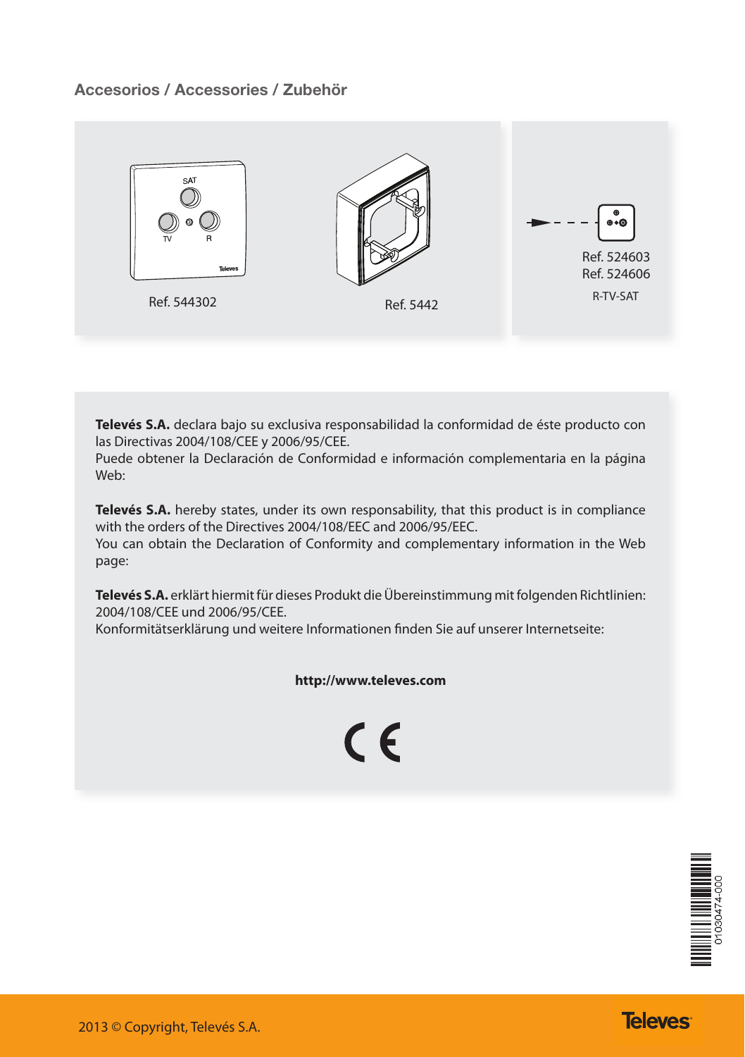## Accesorios / Accessories / Zubehör

SAT

TV

R

Televes

Ref. 544302

Ref. 5442

Ref. 524603
Ref. 524606
R-TV-SAT

**Televés S.A.** declara bajo su exclusiva responsabilidad la conformidad de éste producto con las Directivas 2004/108/CEE y 2006/95/CEE.
Puede obtener la Declaración de Conformidad e información complementaria en la página Web:

**Televés S.A.** hereby states, under its own responsability, that this product is in compliance with the orders of the Directives 2004/108/EEC and 2006/95/EEC.
You can obtain the Declaration of Conformity and complementary information in the Web page:

**Televés S.A.** erklärt hiermit für dieses Produkt die Übereinstimmung mit folgenden Richtlinien: 2004/108/CEE und 2006/95/CEE.
Konformitätserklärung und weitere Informationen finden Sie auf unserer Internetseite:

**http://www.televes.com**

CE

01030474-000

2013 © Copyright, Televés S.A.

Televes